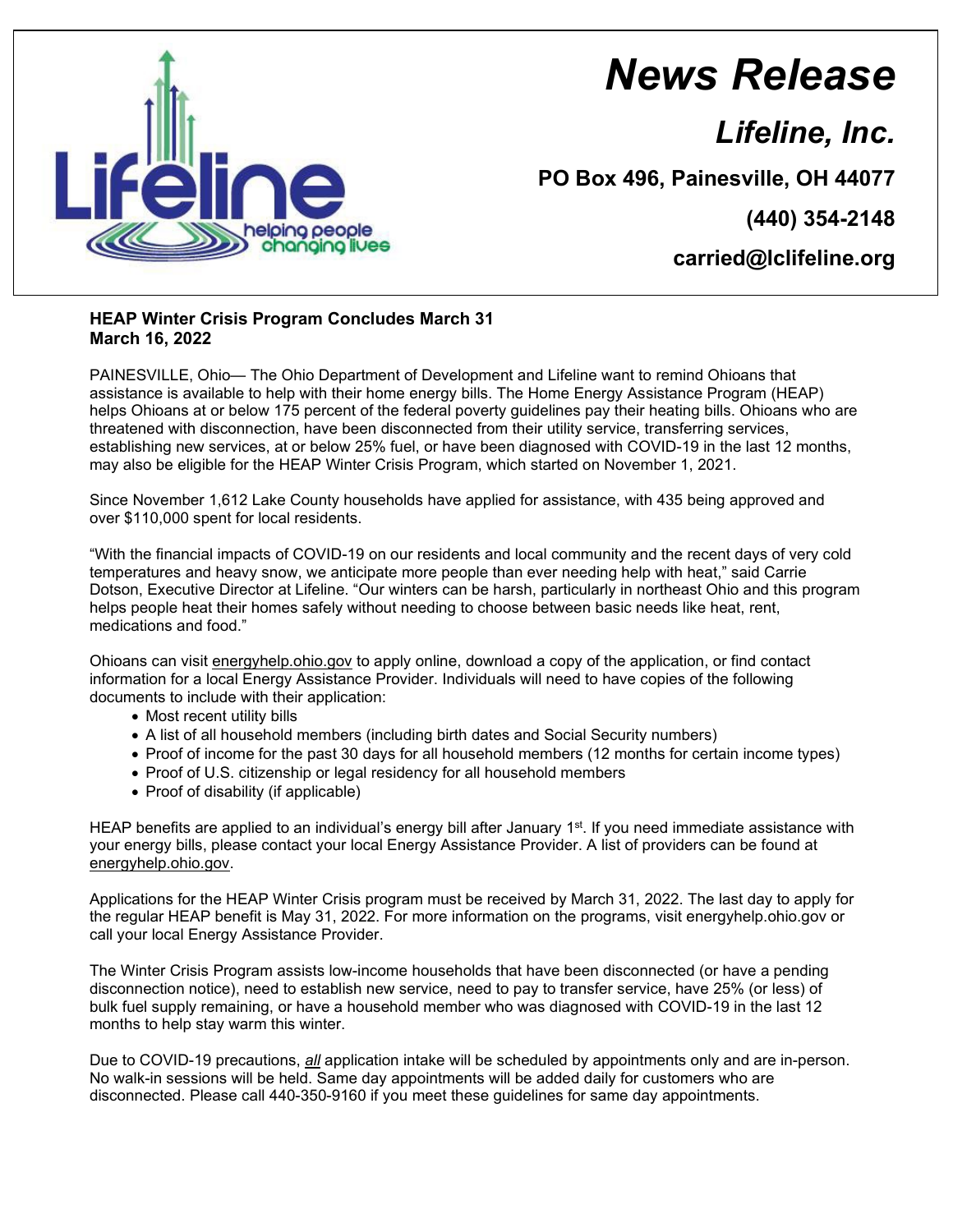# News Release

## Lifeline, Inc.

**PO Box 496, Painesville, OH 44077**

**(440) 354-2148**

**carried@lclifeline.org**

**HEAP Winter Crisis Program Concludes March 31**
**March 16, 2022**

PAINESVILLE, Ohio— The Ohio Department of Development and Lifeline want to remind Ohioans that assistance is available to help with their home energy bills. The Home Energy Assistance Program (HEAP) helps Ohioans at or below 175 percent of the federal poverty guidelines pay their heating bills. Ohioans who are threatened with disconnection, have been disconnected from their utility service, transferring services, establishing new services, at or below 25% fuel, or have been diagnosed with COVID-19 in the last 12 months, may also be eligible for the HEAP Winter Crisis Program, which started on November 1, 2021.

Since November 1,612 Lake County households have applied for assistance, with 435 being approved and over $110,000 spent for local residents.

"With the financial impacts of COVID-19 on our residents and local community and the recent days of very cold temperatures and heavy snow, we anticipate more people than ever needing help with heat," said Carrie Dotson, Executive Director at Lifeline. "Our winters can be harsh, particularly in northeast Ohio and this program helps people heat their homes safely without needing to choose between basic needs like heat, rent, medications and food."

Ohioans can visit energyhelp.ohio.gov to apply online, download a copy of the application, or find contact information for a local Energy Assistance Provider. Individuals will need to have copies of the following documents to include with their application:

- Most recent utility bills
- A list of all household members (including birth dates and Social Security numbers)
- Proof of income for the past 30 days for all household members (12 months for certain income types)
- Proof of U.S. citizenship or legal residency for all household members
- Proof of disability (if applicable)

HEAP benefits are applied to an individual's energy bill after January 1st. If you need immediate assistance with your energy bills, please contact your local Energy Assistance Provider. A list of providers can be found at energyhelp.ohio.gov.

Applications for the HEAP Winter Crisis program must be received by March 31, 2022. The last day to apply for the regular HEAP benefit is May 31, 2022. For more information on the programs, visit energyhelp.ohio.gov or call your local Energy Assistance Provider.

The Winter Crisis Program assists low-income households that have been disconnected (or have a pending disconnection notice), need to establish new service, need to pay to transfer service, have 25% (or less) of bulk fuel supply remaining, or have a household member who was diagnosed with COVID-19 in the last 12 months to help stay warm this winter.

Due to COVID-19 precautions, ***all*** application intake will be scheduled by appointments only and are in-person. No walk-in sessions will be held. Same day appointments will be added daily for customers who are disconnected. Please call 440-350-9160 if you meet these guidelines for same day appointments.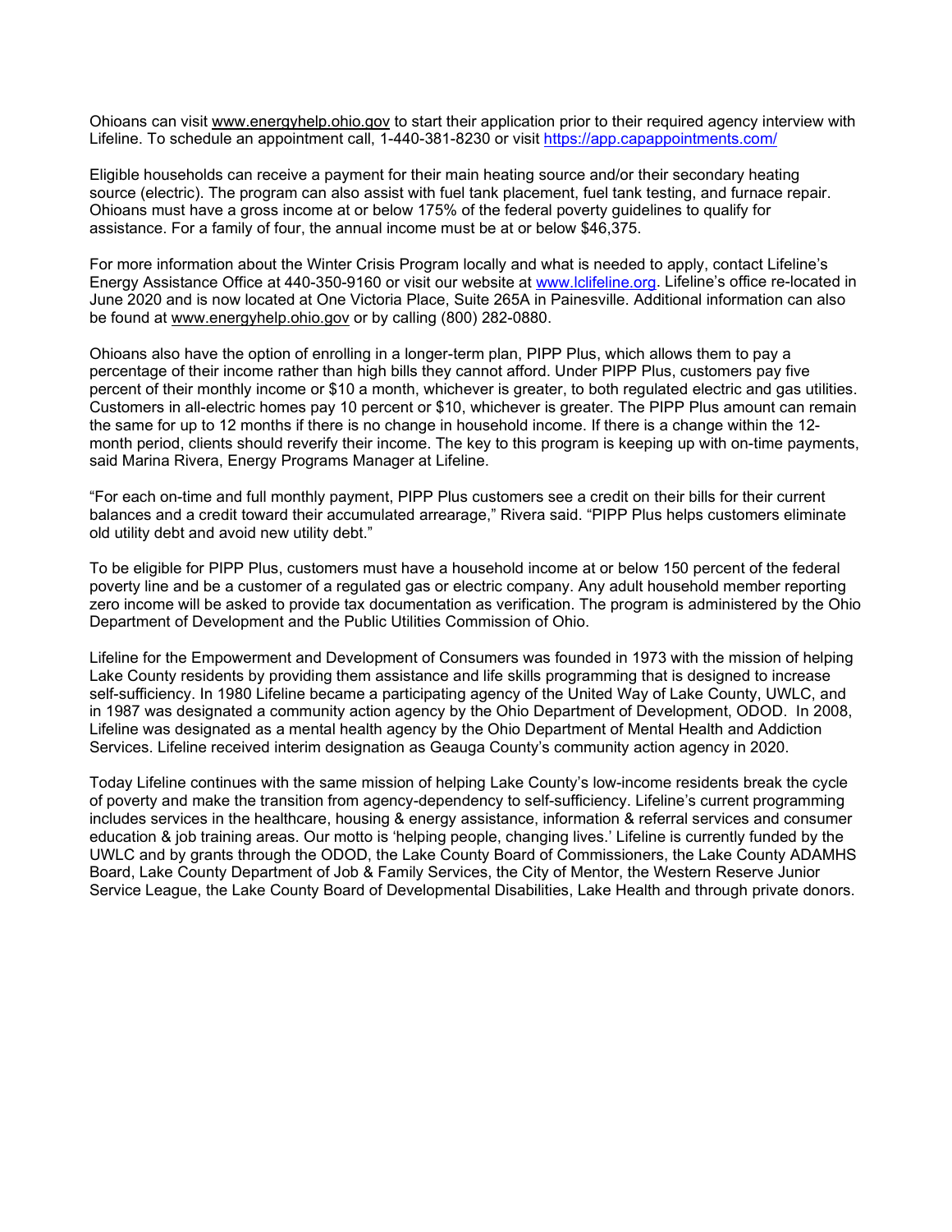Ohioans can visit www.energyhelp.ohio.gov to start their application prior to their required agency interview with Lifeline. To schedule an appointment call, 1-440-381-8230 or visit https://app.capappointments.com/

Eligible households can receive a payment for their main heating source and/or their secondary heating source (electric). The program can also assist with fuel tank placement, fuel tank testing, and furnace repair. Ohioans must have a gross income at or below 175% of the federal poverty guidelines to qualify for assistance. For a family of four, the annual income must be at or below $46,375.

For more information about the Winter Crisis Program locally and what is needed to apply, contact Lifeline's Energy Assistance Office at 440-350-9160 or visit our website at www.lclifeline.org. Lifeline's office re-located in June 2020 and is now located at One Victoria Place, Suite 265A in Painesville. Additional information can also be found at www.energyhelp.ohio.gov or by calling (800) 282-0880.

Ohioans also have the option of enrolling in a longer-term plan, PIPP Plus, which allows them to pay a percentage of their income rather than high bills they cannot afford. Under PIPP Plus, customers pay five percent of their monthly income or $10 a month, whichever is greater, to both regulated electric and gas utilities. Customers in all-electric homes pay 10 percent or $10, whichever is greater. The PIPP Plus amount can remain the same for up to 12 months if there is no change in household income. If there is a change within the 12-month period, clients should reverify their income. The key to this program is keeping up with on-time payments, said Marina Rivera, Energy Programs Manager at Lifeline.

"For each on-time and full monthly payment, PIPP Plus customers see a credit on their bills for their current balances and a credit toward their accumulated arrearage," Rivera said. "PIPP Plus helps customers eliminate old utility debt and avoid new utility debt."

To be eligible for PIPP Plus, customers must have a household income at or below 150 percent of the federal poverty line and be a customer of a regulated gas or electric company. Any adult household member reporting zero income will be asked to provide tax documentation as verification. The program is administered by the Ohio Department of Development and the Public Utilities Commission of Ohio.

Lifeline for the Empowerment and Development of Consumers was founded in 1973 with the mission of helping Lake County residents by providing them assistance and life skills programming that is designed to increase self-sufficiency. In 1980 Lifeline became a participating agency of the United Way of Lake County, UWLC, and in 1987 was designated a community action agency by the Ohio Department of Development, ODOD. In 2008, Lifeline was designated as a mental health agency by the Ohio Department of Mental Health and Addiction Services. Lifeline received interim designation as Geauga County's community action agency in 2020.

Today Lifeline continues with the same mission of helping Lake County's low-income residents break the cycle of poverty and make the transition from agency-dependency to self-sufficiency. Lifeline's current programming includes services in the healthcare, housing & energy assistance, information & referral services and consumer education & job training areas. Our motto is 'helping people, changing lives.' Lifeline is currently funded by the UWLC and by grants through the ODOD, the Lake County Board of Commissioners, the Lake County ADAMHS Board, Lake County Department of Job & Family Services, the City of Mentor, the Western Reserve Junior Service League, the Lake County Board of Developmental Disabilities, Lake Health and through private donors.